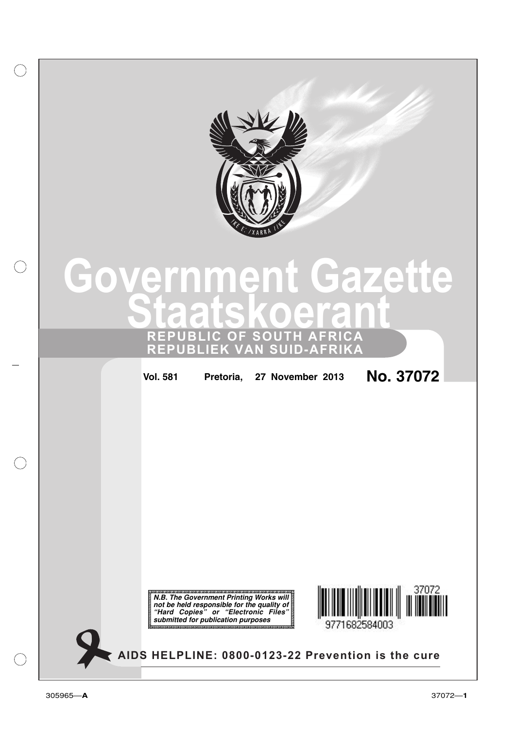# Government Gazette
# Staatskoerant

## REPUBLIC OF SOUTH AFRICA
## REPUBLIEK VAN SUID-AFRIKA

**Vol. 581** **Pretoria, 27 November 2013** **No. 37072**

***N.B. The Government Printing Works will not be held responsible for the quality of "Hard Copies" or "Electronic Files" submitted for publication purposes***

37072

9771682584003

**AIDS HELPLINE: 0800-0123-22 Prevention is the cure**

305965—**A**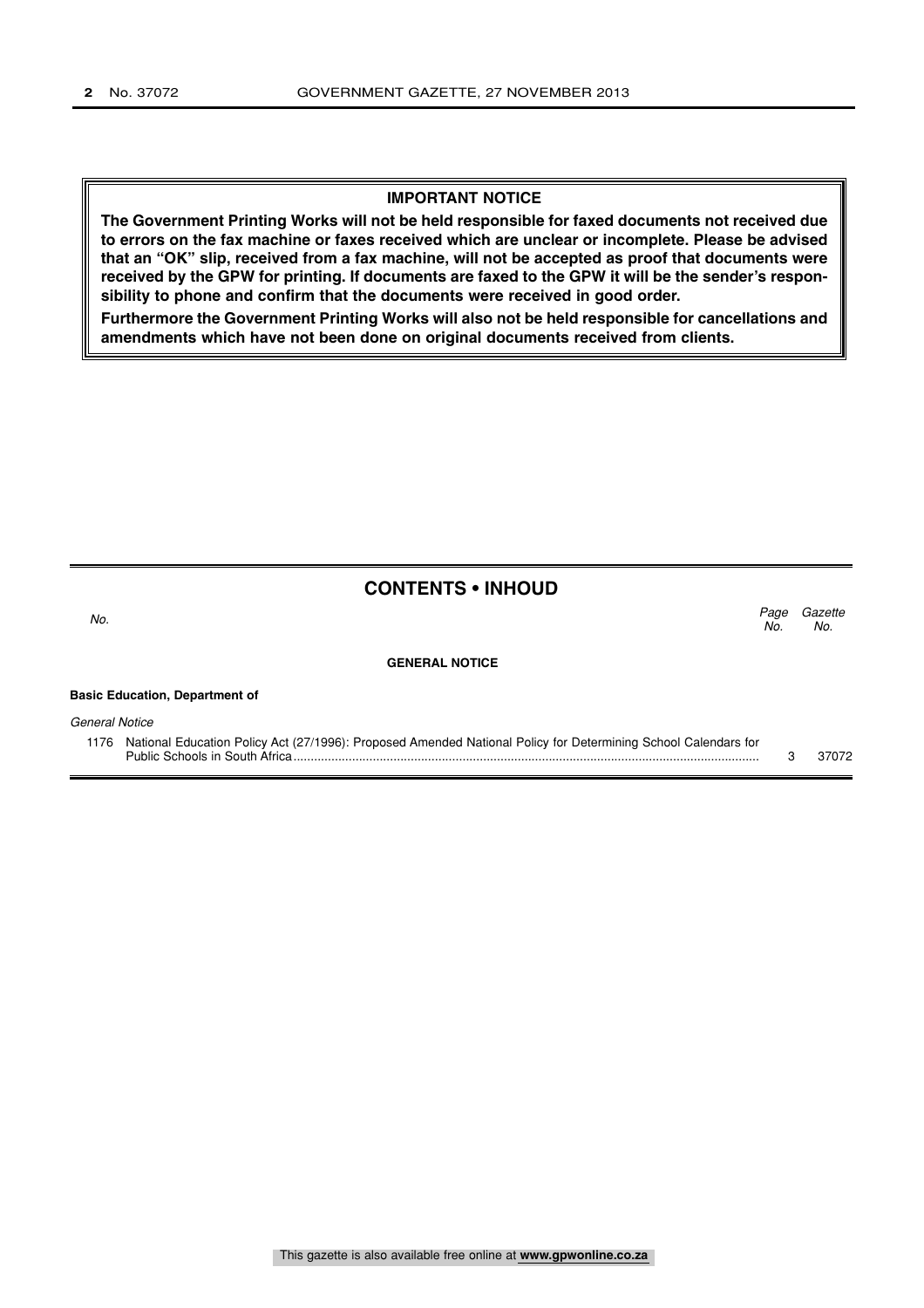**IMPORTANT NOTICE**

**The Government Printing Works will not be held responsible for faxed documents not received due to errors on the fax machine or faxes received which are unclear or incomplete. Please be advised that an "OK" slip, received from a fax machine, will not be accepted as proof that documents were received by the GPW for printing. If documents are faxed to the GPW it will be the sender's responsibility to phone and confirm that the documents were received in good order.**

**Furthermore the Government Printing Works will also not be held responsible for cancellations and amendments which have not been done on original documents received from clients.**

## CONTENTS • INHOUD

| *No.* | | *Page No.* | *Gazette No.* |
|---|---|---|---|
| | **GENERAL NOTICE** | | |
| | **Basic Education, Department of** | | |
| | *General Notice* | | |
| 1176 | National Education Policy Act (27/1996): Proposed Amended National Policy for Determining School Calendars for Public Schools in South Africa | 3 | 37072 |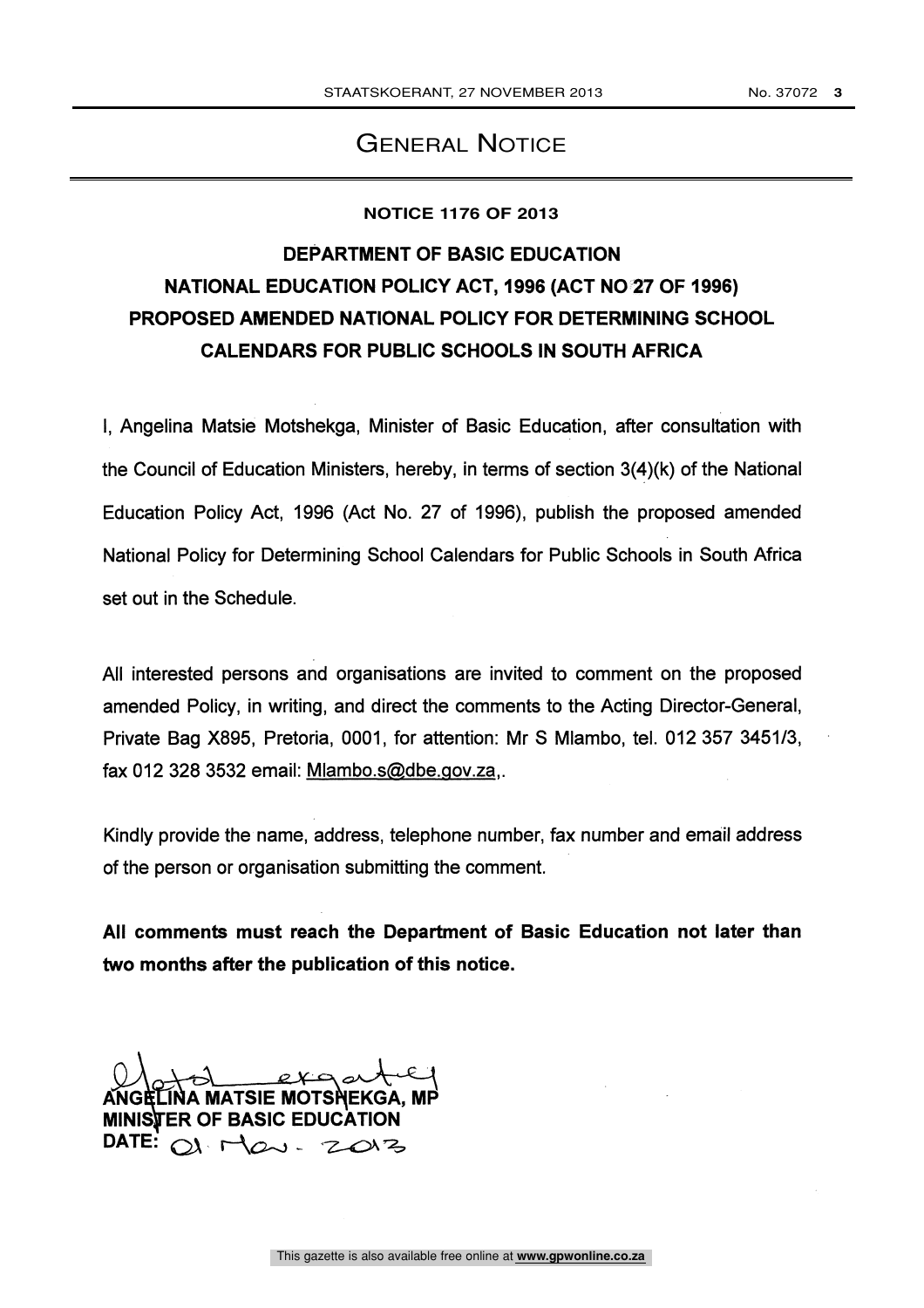# General Notice

**NOTICE 1176 OF 2013**

## DEPARTMENT OF BASIC EDUCATION
## NATIONAL EDUCATION POLICY ACT, 1996 (ACT NO 27 OF 1996)
## PROPOSED AMENDED NATIONAL POLICY FOR DETERMINING SCHOOL CALENDARS FOR PUBLIC SCHOOLS IN SOUTH AFRICA

I, Angelina Matsie Motshekga, Minister of Basic Education, after consultation with the Council of Education Ministers, hereby, in terms of section 3(4)(k) of the National Education Policy Act, 1996 (Act No. 27 of 1996), publish the proposed amended National Policy for Determining School Calendars for Public Schools in South Africa set out in the Schedule.

All interested persons and organisations are invited to comment on the proposed amended Policy, in writing, and direct the comments to the Acting Director-General, Private Bag X895, Pretoria, 0001, for attention: Mr S Mlambo, tel. 012 357 3451/3, fax 012 328 3532 email: Mlambo.s@dbe.gov.za,.

Kindly provide the name, address, telephone number, fax number and email address of the person or organisation submitting the comment.

**All comments must reach the Department of Basic Education not later than two months after the publication of this notice.**

**ANGELINA MATSIE MOTSHEKGA, MP**
**MINISTER OF BASIC EDUCATION**
**DATE:** 01. Nov. 2013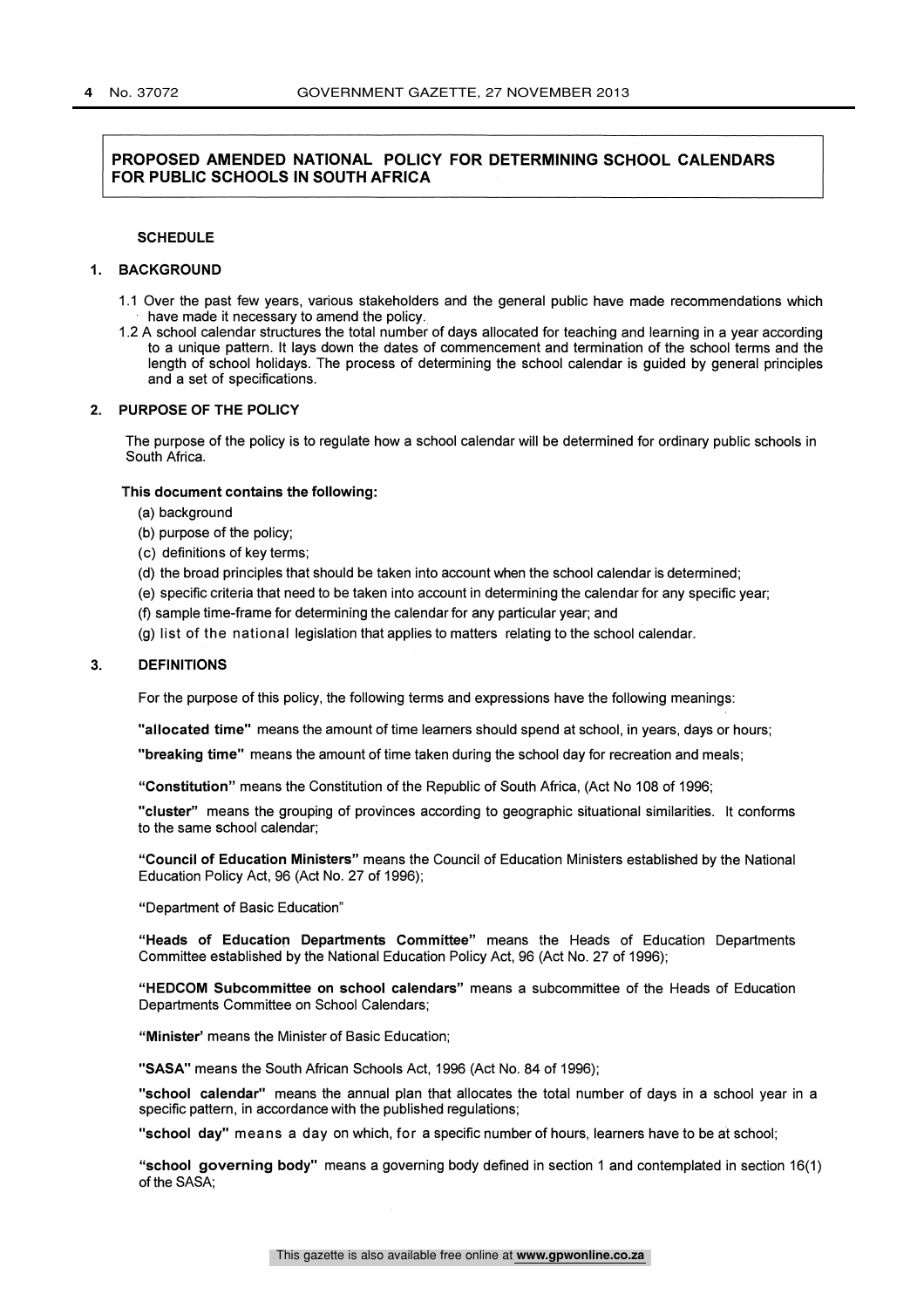**PROPOSED AMENDED NATIONAL POLICY FOR DETERMINING SCHOOL CALENDARS FOR PUBLIC SCHOOLS IN SOUTH AFRICA**

**SCHEDULE**

## 1. BACKGROUND

1.1 Over the past few years, various stakeholders and the general public have made recommendations which have made it necessary to amend the policy.

1.2 A school calendar structures the total number of days allocated for teaching and learning in a year according to a unique pattern. It lays down the dates of commencement and termination of the school terms and the length of school holidays. The process of determining the school calendar is guided by general principles and a set of specifications.

## 2. PURPOSE OF THE POLICY

The purpose of the policy is to regulate how a school calendar will be determined for ordinary public schools in South Africa.

**This document contains the following:**

(a) background

(b) purpose of the policy;

(c) definitions of key terms;

(d) the broad principles that should be taken into account when the school calendar is determined;

(e) specific criteria that need to be taken into account in determining the calendar for any specific year;

(f) sample time-frame for determining the calendar for any particular year; and

(g) list of the national legislation that applies to matters relating to the school calendar.

## 3. DEFINITIONS

For the purpose of this policy, the following terms and expressions have the following meanings:

**"allocated time"** means the amount of time learners should spend at school, in years, days or hours;

**"breaking time"** means the amount of time taken during the school day for recreation and meals;

**"Constitution"** means the Constitution of the Republic of South Africa, (Act No 108 of 1996;

**"cluster"** means the grouping of provinces according to geographic situational similarities. It conforms to the same school calendar;

**"Council of Education Ministers"** means the Council of Education Ministers established by the National Education Policy Act, 96 (Act No. 27 of 1996);

"Department of Basic Education"

**"Heads of Education Departments Committee"** means the Heads of Education Departments Committee established by the National Education Policy Act, 96 (Act No. 27 of 1996);

**"HEDCOM Subcommittee on school calendars"** means a subcommittee of the Heads of Education Departments Committee on School Calendars;

**"Minister'** means the Minister of Basic Education;

**"SASA"** means the South African Schools Act, 1996 (Act No. 84 of 1996);

**"school calendar"** means the annual plan that allocates the total number of days in a school year in a specific pattern, in accordance with the published regulations;

**"school day"** means a day on which, for a specific number of hours, learners have to be at school;

**"school governing body"** means a governing body defined in section 1 and contemplated in section 16(1) of the SASA;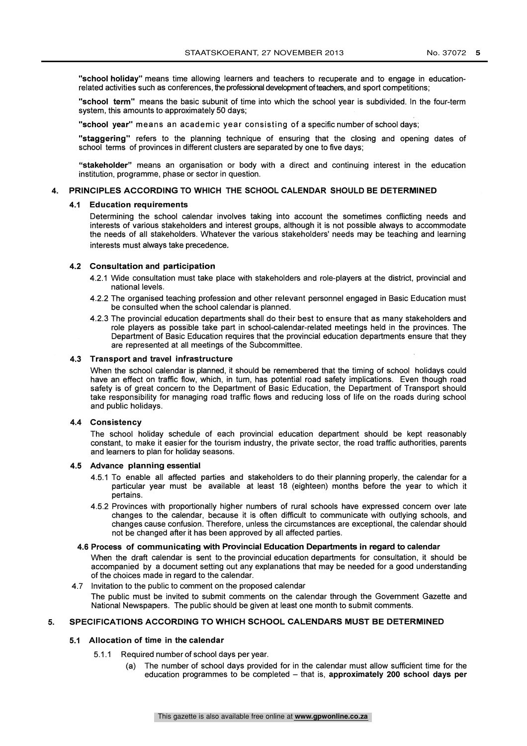**"school holiday"** means time allowing learners and teachers to recuperate and to engage in education-related activities such as conferences, the professional development of teachers, and sport competitions;

**"school term"** means the basic subunit of time into which the school year is subdivided. In the four-term system, this amounts to approximately 50 days;

**"school year"** means an academic year consisting of a specific number of school days;

**"staggering"** refers to the planning technique of ensuring that the closing and opening dates of school terms of provinces in different clusters are separated by one to five days;

**"stakeholder"** means an organisation or body with a direct and continuing interest in the education institution, programme, phase or sector in question.

## 4. PRINCIPLES ACCORDING TO WHICH THE SCHOOL CALENDAR SHOULD BE DETERMINED

### 4.1 Education requirements

Determining the school calendar involves taking into account the sometimes conflicting needs and interests of various stakeholders and interest groups, although it is not possible always to accommodate the needs of all stakeholders. Whatever the various stakeholders' needs may be teaching and learning interests must always take precedence.

### 4.2 Consultation and participation

4.2.1 Wide consultation must take place with stakeholders and role-players at the district, provincial and national levels.

4.2.2 The organised teaching profession and other relevant personnel engaged in Basic Education must be consulted when the school calendar is planned.

4.2.3 The provincial education departments shall do their best to ensure that as many stakeholders and role players as possible take part in school-calendar-related meetings held in the provinces. The Department of Basic Education requires that the provincial education departments ensure that they are represented at all meetings of the Subcommittee.

### 4.3 Transport and travel infrastructure

When the school calendar is planned, it should be remembered that the timing of school holidays could have an effect on traffic flow, which, in turn, has potential road safety implications. Even though road safety is of great concern to the Department of Basic Education, the Department of Transport should take responsibility for managing road traffic flows and reducing loss of life on the roads during school and public holidays.

### 4.4 Consistency

The school holiday schedule of each provincial education department should be kept reasonably constant, to make it easier for the tourism industry, the private sector, the road traffic authorities, parents and learners to plan for holiday seasons.

### 4.5 Advance planning essential

4.5.1 To enable all affected parties and stakeholders to do their planning properly, the calendar for a particular year must be available at least 18 (eighteen) months before the year to which it pertains.

4.5.2 Provinces with proportionally higher numbers of rural schools have expressed concern over late changes to the calendar, because it is often difficult to communicate with outlying schools, and changes cause confusion. Therefore, unless the circumstances are exceptional, the calendar should not be changed after it has been approved by all affected parties.

### 4.6 Process of communicating with Provincial Education Departments in regard to calendar

When the draft calendar is sent to the provincial education departments for consultation, it should be accompanied by a document setting out any explanations that may be needed for a good understanding of the choices made in regard to the calendar.

4.7 Invitation to the public to comment on the proposed calendar

The public must be invited to submit comments on the calendar through the Government Gazette and National Newspapers. The public should be given at least one month to submit comments.

## 5. SPECIFICATIONS ACCORDING TO WHICH SCHOOL CALENDARS MUST BE DETERMINED

### 5.1 Allocation of time in the calendar

5.1.1 Required number of school days per year.

(a) The number of school days provided for in the calendar must allow sufficient time for the education programmes to be completed – that is, **approximately 200 school days per**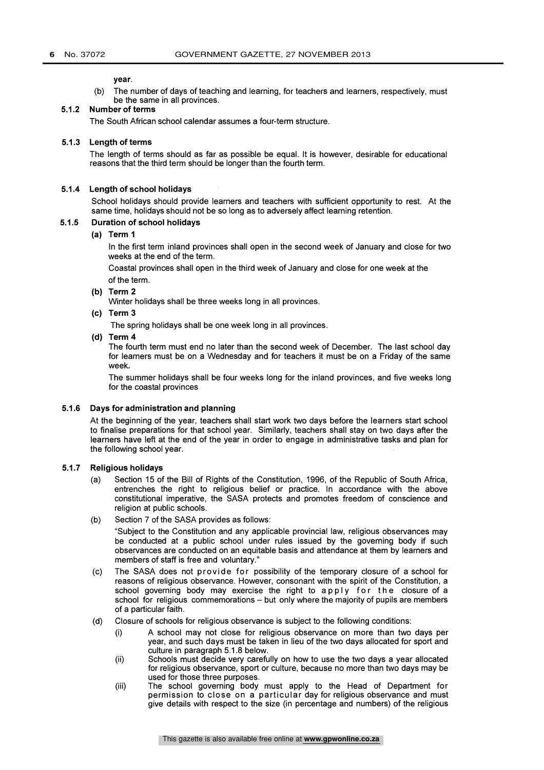year.

(b) The number of days of teaching and learning, for teachers and learners, respectively, must be the same in all provinces.

#### 5.1.2 Number of terms

The South African school calendar assumes a four-term structure.

#### 5.1.3 Length of terms

The length of terms should as far as possible be equal. It is however, desirable for educational reasons that the third term should be longer than the fourth term.

#### 5.1.4 Length of school holidays

School holidays should provide learners and teachers with sufficient opportunity to rest. At the same time, holidays should not be so long as to adversely affect learning retention.

#### 5.1.5 Duration of school holidays

**(a) Term 1**

In the first term inland provinces shall open in the second week of January and close for two weeks at the end of the term.

Coastal provinces shall open in the third week of January and close for one week at the of the term.

**(b) Term 2**

Winter holidays shall be three weeks long in all provinces.

**(c) Term 3**

The spring holidays shall be one week long in all provinces.

**(d) Term 4**

The fourth term must end no later than the second week of December. The last school day for learners must be on a Wednesday and for teachers it must be on a Friday of the same week.

The summer holidays shall be four weeks long for the inland provinces, and five weeks long for the coastal provinces

#### 5.1.6 Days for administration and planning

At the beginning of the year, teachers shall start work two days before the learners start school to finalise preparations for that school year. Similarly, teachers shall stay on two days after the learners have left at the end of the year in order to engage in administrative tasks and plan for the following school year.

#### 5.1.7 Religious holidays

(a) Section 15 of the Bill of Rights of the Constitution, 1996, of the Republic of South Africa, entrenches the right to religious belief or practice. In accordance with the above constitutional imperative, the SASA protects and promotes freedom of conscience and religion at public schools.

(b) Section 7 of the SASA provides as follows:

"Subject to the Constitution and any applicable provincial law, religious observances may be conducted at a public school under rules issued by the governing body if such observances are conducted on an equitable basis and attendance at them by learners and members of staff is free and voluntary."

(c) The SASA does not provide for possibility of the temporary closure of a school for reasons of religious observance. However, consonant with the spirit of the Constitution, a school governing body may exercise the right to apply for the closure of a school for religious commemorations – but only where the majority of pupils are members of a particular faith.

(d) Closure of schools for religious observance is subject to the following conditions:

(i) A school may not close for religious observance on more than two days per year, and such days must be taken in lieu of the two days allocated for sport and culture in paragraph 5.1.8 below.

(ii) Schools must decide very carefully on how to use the two days a year allocated for religious observance, sport or culture, because no more than two days may be used for those three purposes.

(iii) The school governing body must apply to the Head of Department for permission to close on a particular day for religious observance and must give details with respect to the size (in percentage and numbers) of the religious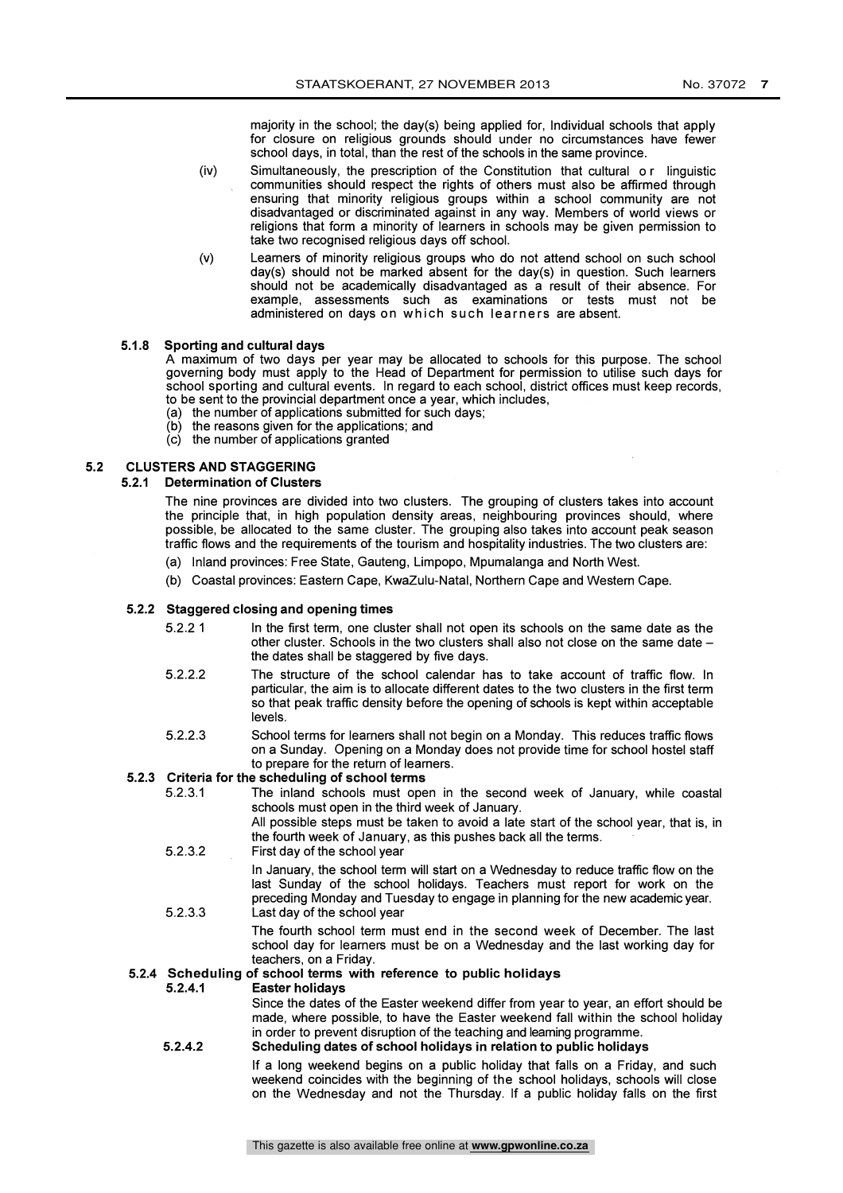majority in the school; the day(s) being applied for, Individual schools that apply for closure on religious grounds should under no circumstances have fewer school days, in total, than the rest of the schools in the same province.

(iv) Simultaneously, the prescription of the Constitution that cultural or linguistic communities should respect the rights of others must also be affirmed through ensuring that minority religious groups within a school community are not disadvantaged or discriminated against in any way. Members of world views or religions that form a minority of learners in schools may be given permission to take two recognised religious days off school.

(v) Learners of minority religious groups who do not attend school on such school day(s) should not be marked absent for the day(s) in question. Such learners should not be academically disadvantaged as a result of their absence. For example, assessments such as examinations or tests must not be administered on days on which such learners are absent.

#### 5.1.8 Sporting and cultural days

A maximum of two days per year may be allocated to schools for this purpose. The school governing body must apply to the Head of Department for permission to utilise such days for school sporting and cultural events. In regard to each school, district offices must keep records, to be sent to the provincial department once a year, which includes,

(a) the number of applications submitted for such days;
(b) the reasons given for the applications; and
(c) the number of applications granted

## 5.2 CLUSTERS AND STAGGERING

### 5.2.1 Determination of Clusters

The nine provinces are divided into two clusters. The grouping of clusters takes into account the principle that, in high population density areas, neighbouring provinces should, where possible, be allocated to the same cluster. The grouping also takes into account peak season traffic flows and the requirements of the tourism and hospitality industries. The two clusters are:

(a) Inland provinces: Free State, Gauteng, Limpopo, Mpumalanga and North West.
(b) Coastal provinces: Eastern Cape, KwaZulu-Natal, Northern Cape and Western Cape.

### 5.2.2 Staggered closing and opening times

5.2.2 1 In the first term, one cluster shall not open its schools on the same date as the other cluster. Schools in the two clusters shall also not close on the same date – the dates shall be staggered by five days.

5.2.2.2 The structure of the school calendar has to take account of traffic flow. In particular, the aim is to allocate different dates to the two clusters in the first term so that peak traffic density before the opening of schools is kept within acceptable levels.

5.2.2.3 School terms for learners shall not begin on a Monday. This reduces traffic flows on a Sunday. Opening on a Monday does not provide time for school hostel staff to prepare for the return of learners.

### 5.2.3 Criteria for the scheduling of school terms

5.2.3.1 The inland schools must open in the second week of January, while coastal schools must open in the third week of January.
All possible steps must be taken to avoid a late start of the school year, that is, in the fourth week of January, as this pushes back all the terms.

5.2.3.2 First day of the school year

In January, the school term will start on a Wednesday to reduce traffic flow on the last Sunday of the school holidays. Teachers must report for work on the preceding Monday and Tuesday to engage in planning for the new academic year.

5.2.3.3 Last day of the school year

The fourth school term must end in the second week of December. The last school day for learners must be on a Wednesday and the last working day for teachers, on a Friday.

### 5.2.4 Scheduling of school terms with reference to public holidays

#### 5.2.4.1 Easter holidays

Since the dates of the Easter weekend differ from year to year, an effort should be made, where possible, to have the Easter weekend fall within the school holiday in order to prevent disruption of the teaching and learning programme.

#### 5.2.4.2 Scheduling dates of school holidays in relation to public holidays

If a long weekend begins on a public holiday that falls on a Friday, and such weekend coincides with the beginning of the school holidays, schools will close on the Wednesday and not the Thursday. If a public holiday falls on the first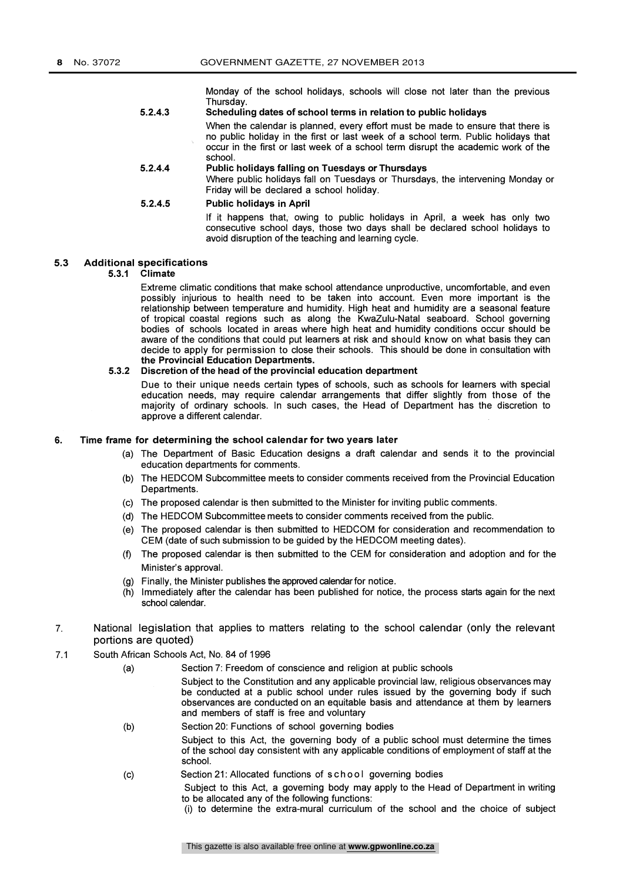Monday of the school holidays, schools will close not later than the previous Thursday.

**5.2.4.3 Scheduling dates of school terms in relation to public holidays**

When the calendar is planned, every effort must be made to ensure that there is no public holiday in the first or last week of a school term. Public holidays that occur in the first or last week of a school term disrupt the academic work of the school.

**5.2.4.4 Public holidays falling on Tuesdays or Thursdays**

Where public holidays fall on Tuesdays or Thursdays, the intervening Monday or Friday will be declared a school holiday.

**5.2.4.5 Public holidays in April**

If it happens that, owing to public holidays in April, a week has only two consecutive school days, those two days shall be declared school holidays to avoid disruption of the teaching and learning cycle.

## 5.3 Additional specifications

### 5.3.1 Climate

Extreme climatic conditions that make school attendance unproductive, uncomfortable, and even possibly injurious to health need to be taken into account. Even more important is the relationship between temperature and humidity. High heat and humidity are a seasonal feature of tropical coastal regions such as along the KwaZulu-Natal seaboard. School governing bodies of schools located in areas where high heat and humidity conditions occur should be aware of the conditions that could put learners at risk and should know on what basis they can decide to apply for permission to close their schools. This should be done in consultation with **the Provincial Education Departments.**

### 5.3.2 Discretion of the head of the provincial education department

Due to their unique needs certain types of schools, such as schools for learners with special education needs, may require calendar arrangements that differ slightly from those of the majority of ordinary schools. In such cases, the Head of Department has the discretion to approve a different calendar.

## 6. Time frame for determining the school calendar for two years later

(a) The Department of Basic Education designs a draft calendar and sends it to the provincial education departments for comments.

(b) The HEDCOM Subcommittee meets to consider comments received from the Provincial Education Departments.

(c) The proposed calendar is then submitted to the Minister for inviting public comments.

(d) The HEDCOM Subcommittee meets to consider comments received from the public.

(e) The proposed calendar is then submitted to HEDCOM for consideration and recommendation to CEM (date of such submission to be guided by the HEDCOM meeting dates).

(f) The proposed calendar is then submitted to the CEM for consideration and adoption and for the Minister's approval.

(g) Finally, the Minister publishes the approved calendar for notice.

(h) Immediately after the calendar has been published for notice, the process starts again for the next school calendar.

## 7. National legislation that applies to matters relating to the school calendar (only the relevant portions are quoted)

7.1 South African Schools Act, No. 84 of 1996

(a) Section 7: Freedom of conscience and religion at public schools

Subject to the Constitution and any applicable provincial law, religious observances may be conducted at a public school under rules issued by the governing body if such observances are conducted on an equitable basis and attendance at them by learners and members of staff is free and voluntary

(b) Section 20: Functions of school governing bodies

Subject to this Act, the governing body of a public school must determine the times of the school day consistent with any applicable conditions of employment of staff at the school.

(c) Section 21: Allocated functions of school governing bodies

Subject to this Act, a governing body may apply to the Head of Department in writing to be allocated any of the following functions:

(i) to determine the extra-mural curriculum of the school and the choice of subject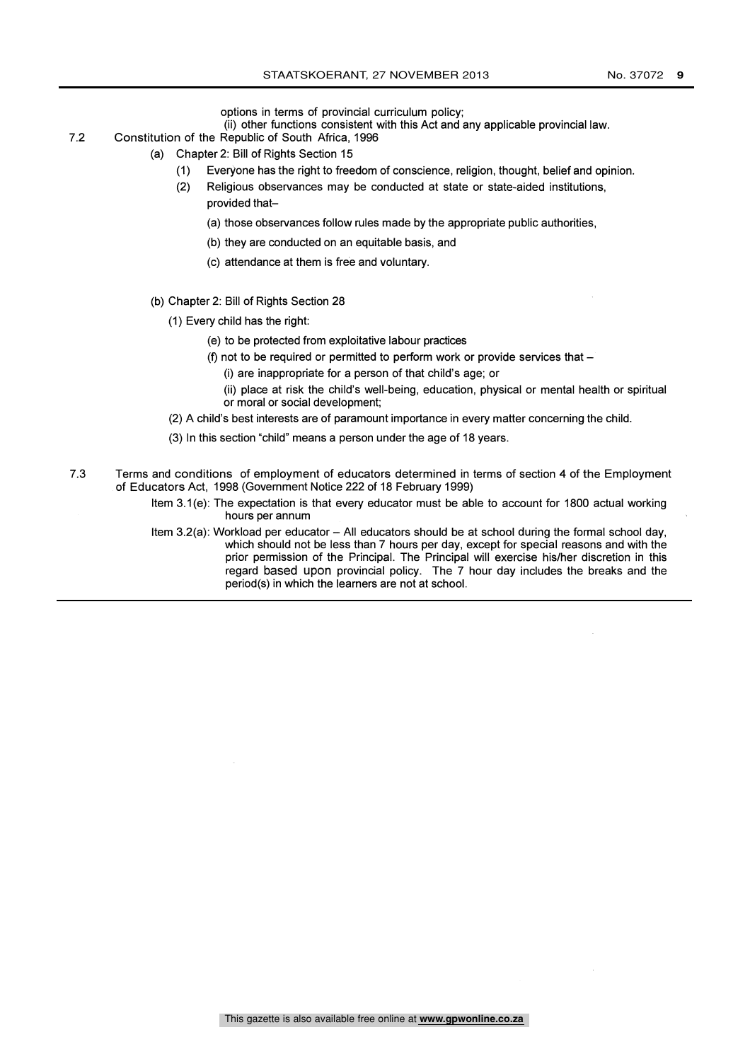options in terms of provincial curriculum policy;

(ii) other functions consistent with this Act and any applicable provincial law.

7.2 Constitution of the Republic of South Africa, 1996

(a) Chapter 2: Bill of Rights Section 15

(1) Everyone has the right to freedom of conscience, religion, thought, belief and opinion.

(2) Religious observances may be conducted at state or state-aided institutions, provided that–

(a) those observances follow rules made by the appropriate public authorities,

(b) they are conducted on an equitable basis, and

(c) attendance at them is free and voluntary.

(b) Chapter 2: Bill of Rights Section 28

(1) Every child has the right:

(e) to be protected from exploitative labour practices

(f) not to be required or permitted to perform work or provide services that –

(i) are inappropriate for a person of that child's age; or

(ii) place at risk the child's well-being, education, physical or mental health or spiritual or moral or social development;

(2) A child's best interests are of paramount importance in every matter concerning the child.

(3) In this section "child" means a person under the age of 18 years.

7.3 Terms and conditions of employment of educators determined in terms of section 4 of the Employment of Educators Act, 1998 (Government Notice 222 of 18 February 1999)

Item 3.1(e): The expectation is that every educator must be able to account for 1800 actual working hours per annum

Item 3.2(a): Workload per educator – All educators should be at school during the formal school day, which should not be less than 7 hours per day, except for special reasons and with the prior permission of the Principal. The Principal will exercise his/her discretion in this regard based upon provincial policy. The 7 hour day includes the breaks and the period(s) in which the learners are not at school.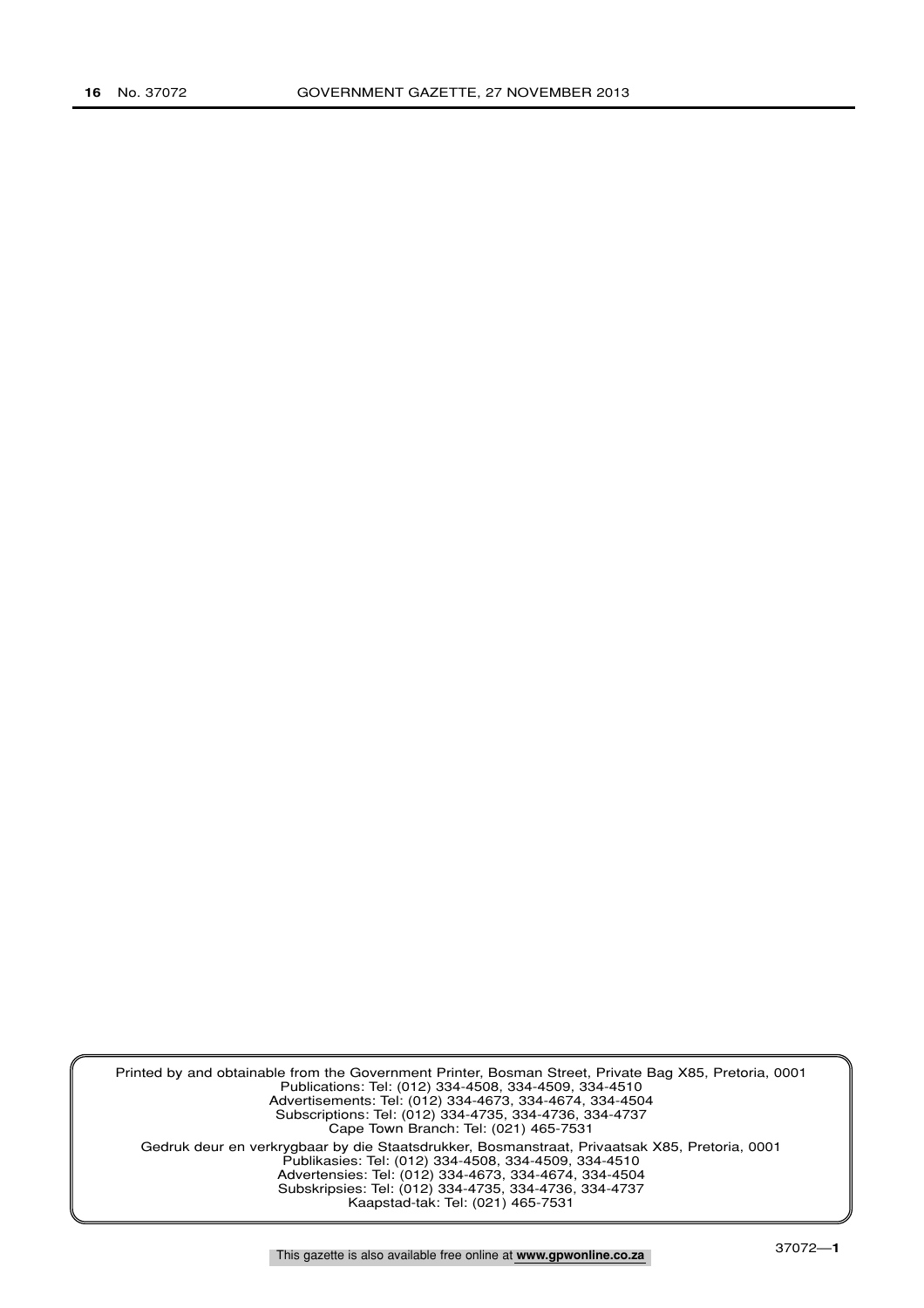Printed by and obtainable from the Government Printer, Bosman Street, Private Bag X85, Pretoria, 0001
Publications: Tel: (012) 334-4508, 334-4509, 334-4510
Advertisements: Tel: (012) 334-4673, 334-4674, 334-4504
Subscriptions: Tel: (012) 334-4735, 334-4736, 334-4737
Cape Town Branch: Tel: (021) 465-7531

Gedruk deur en verkrygbaar by die Staatsdrukker, Bosmanstraat, Privaatsak X85, Pretoria, 0001
Publikasies: Tel: (012) 334-4508, 334-4509, 334-4510
Advertensies: Tel: (012) 334-4673, 334-4674, 334-4504
Subskripsies: Tel: (012) 334-4735, 334-4736, 334-4737
Kaapstad-tak: Tel: (021) 465-7531

This gazette is also available free online at **www.gpwonline.co.za**

37072—**1**